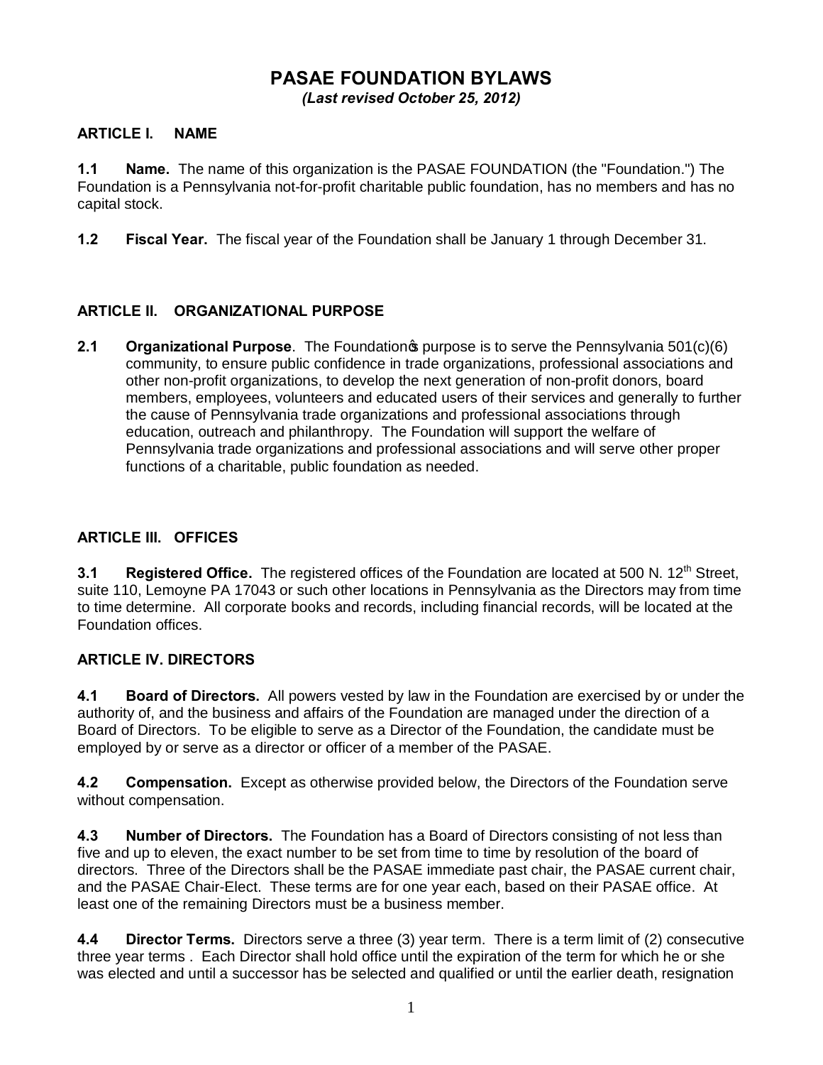# PASAE FOUNDATION BYLAWS

*(Last revised October 25, 2012)*

## ARTICLE I. NAME

**1.1 Name.** The name of this organization is the PASAE FOUNDATION (the "Foundation.") The Foundation is a Pennsylvania not-for-profit charitable public foundation, has no members and has no capital stock.

**1.2 Fiscal Year.** The fiscal year of the Foundation shall be January 1 through December 31.

## ARTICLE II. ORGANIZATIONAL PURPOSE

**2.1 Organizational Purpose**. The Foundation's purpose is to serve the Pennsylvania 501(c)(6) community, to ensure public confidence in trade organizations, professional associations and other non-profit organizations, to develop the next generation of non-profit donors, board members, employees, volunteers and educated users of their services and generally to further the cause of Pennsylvania trade organizations and professional associations through education, outreach and philanthropy. The Foundation will support the welfare of Pennsylvania trade organizations and professional associations and will serve other proper functions of a charitable, public foundation as needed.

## ARTICLE III. OFFICES

**3.1 Registered Office.** The registered offices of the Foundation are located at 500 N. 12th Street, suite 110, Lemoyne PA 17043 or such other locations in Pennsylvania as the Directors may from time to time determine. All corporate books and records, including financial records, will be located at the Foundation offices.

## ARTICLE IV. DIRECTORS

**4.1 Board of Directors.** All powers vested by law in the Foundation are exercised by or under the authority of, and the business and affairs of the Foundation are managed under the direction of a Board of Directors. To be eligible to serve as a Director of the Foundation, the candidate must be employed by or serve as a director or officer of a member of the PASAE.

**4.2 Compensation.** Except as otherwise provided below, the Directors of the Foundation serve without compensation.

**4.3 Number of Directors.** The Foundation has a Board of Directors consisting of not less than five and up to eleven, the exact number to be set from time to time by resolution of the board of directors. Three of the Directors shall be the PASAE immediate past chair, the PASAE current chair, and the PASAE Chair-Elect. These terms are for one year each, based on their PASAE office. At least one of the remaining Directors must be a business member.

**4.4 Director Terms.** Directors serve a three (3) year term. There is a term limit of (2) consecutive three year terms . Each Director shall hold office until the expiration of the term for which he or she was elected and until a successor has be selected and qualified or until the earlier death, resignation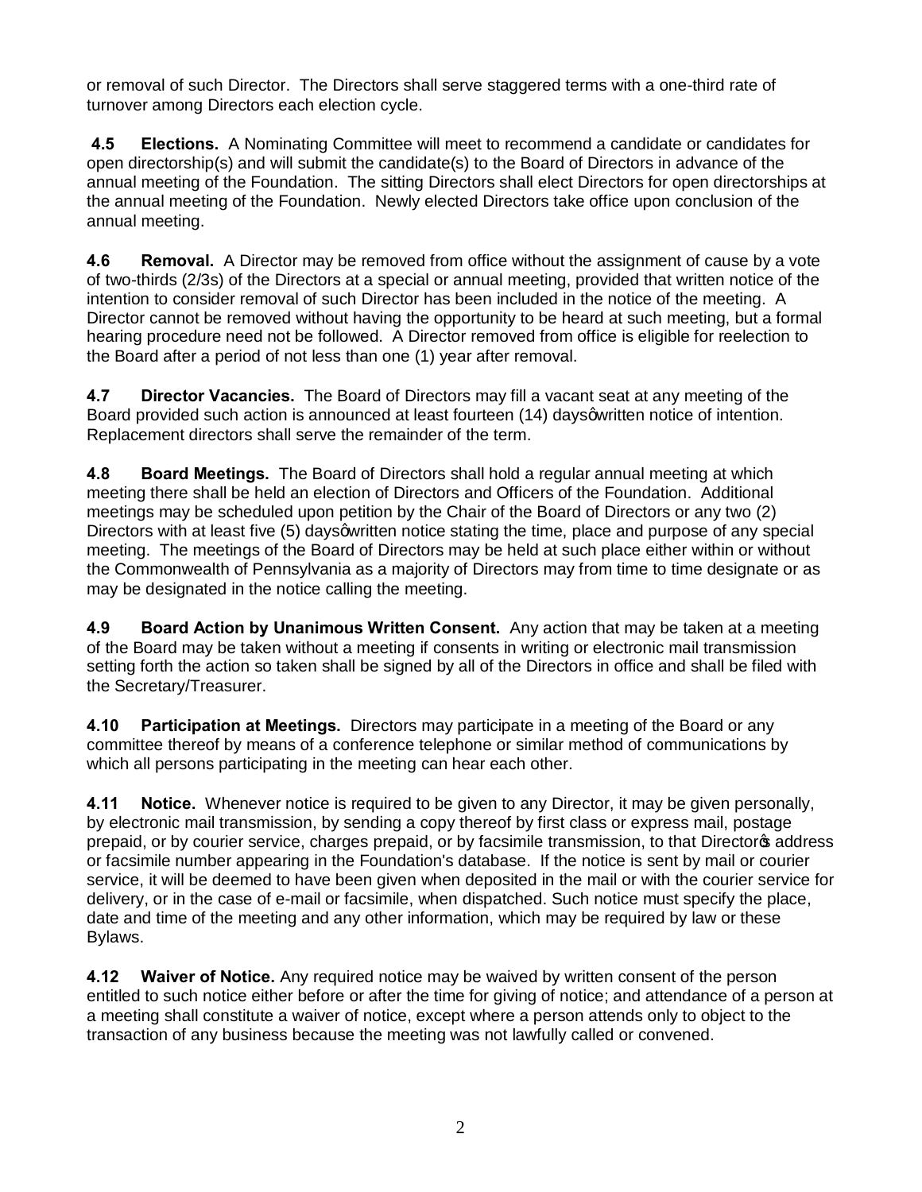or removal of such Director. The Directors shall serve staggered terms with a one-third rate of turnover among Directors each election cycle.

**4.5 Elections.** A Nominating Committee will meet to recommend a candidate or candidates for open directorship(s) and will submit the candidate(s) to the Board of Directors in advance of the annual meeting of the Foundation. The sitting Directors shall elect Directors for open directorships at the annual meeting of the Foundation. Newly elected Directors take office upon conclusion of the annual meeting.

**4.6 Removal.** A Director may be removed from office without the assignment of cause by a vote of two-thirds (2/3s) of the Directors at a special or annual meeting, provided that written notice of the intention to consider removal of such Director has been included in the notice of the meeting. A Director cannot be removed without having the opportunity to be heard at such meeting, but a formal hearing procedure need not be followed. A Director removed from office is eligible for reelection to the Board after a period of not less than one (1) year after removal.

**4.7 Director Vacancies.** The Board of Directors may fill a vacant seat at any meeting of the Board provided such action is announced at least fourteen (14) days' written notice of intention. Replacement directors shall serve the remainder of the term.

**4.8 Board Meetings.** The Board of Directors shall hold a regular annual meeting at which meeting there shall be held an election of Directors and Officers of the Foundation. Additional meetings may be scheduled upon petition by the Chair of the Board of Directors or any two (2) Directors with at least five (5) days' written notice stating the time, place and purpose of any special meeting. The meetings of the Board of Directors may be held at such place either within or without the Commonwealth of Pennsylvania as a majority of Directors may from time to time designate or as may be designated in the notice calling the meeting.

**4.9 Board Action by Unanimous Written Consent.** Any action that may be taken at a meeting of the Board may be taken without a meeting if consents in writing or electronic mail transmission setting forth the action so taken shall be signed by all of the Directors in office and shall be filed with the Secretary/Treasurer.

**4.10 Participation at Meetings.** Directors may participate in a meeting of the Board or any committee thereof by means of a conference telephone or similar method of communications by which all persons participating in the meeting can hear each other.

**4.11 Notice.** Whenever notice is required to be given to any Director, it may be given personally, by electronic mail transmission, by sending a copy thereof by first class or express mail, postage prepaid, or by courier service, charges prepaid, or by facsimile transmission, to that Director's address or facsimile number appearing in the Foundation's database. If the notice is sent by mail or courier service, it will be deemed to have been given when deposited in the mail or with the courier service for delivery, or in the case of e-mail or facsimile, when dispatched. Such notice must specify the place, date and time of the meeting and any other information, which may be required by law or these Bylaws.

**4.12 Waiver of Notice.** Any required notice may be waived by written consent of the person entitled to such notice either before or after the time for giving of notice; and attendance of a person at a meeting shall constitute a waiver of notice, except where a person attends only to object to the transaction of any business because the meeting was not lawfully called or convened.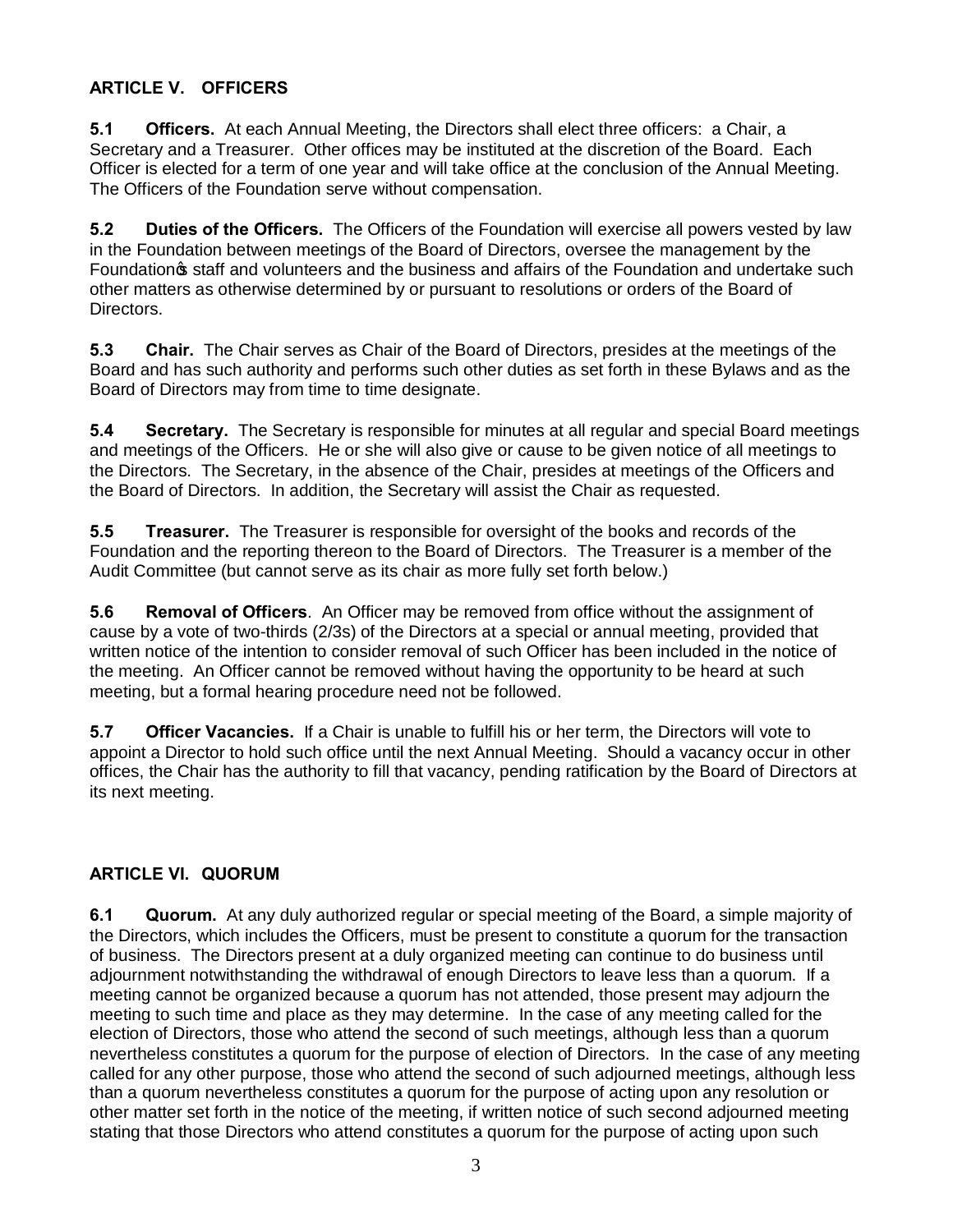## ARTICLE V. OFFICERS

**5.1 Officers.** At each Annual Meeting, the Directors shall elect three officers: a Chair, a Secretary and a Treasurer. Other offices may be instituted at the discretion of the Board. Each Officer is elected for a term of one year and will take office at the conclusion of the Annual Meeting. The Officers of the Foundation serve without compensation.

**5.2 Duties of the Officers.** The Officers of the Foundation will exercise all powers vested by law in the Foundation between meetings of the Board of Directors, oversee the management by the Foundation's staff and volunteers and the business and affairs of the Foundation and undertake such other matters as otherwise determined by or pursuant to resolutions or orders of the Board of Directors.

**5.3 Chair.** The Chair serves as Chair of the Board of Directors, presides at the meetings of the Board and has such authority and performs such other duties as set forth in these Bylaws and as the Board of Directors may from time to time designate.

**5.4 Secretary.** The Secretary is responsible for minutes at all regular and special Board meetings and meetings of the Officers. He or she will also give or cause to be given notice of all meetings to the Directors. The Secretary, in the absence of the Chair, presides at meetings of the Officers and the Board of Directors. In addition, the Secretary will assist the Chair as requested.

**5.5 Treasurer.** The Treasurer is responsible for oversight of the books and records of the Foundation and the reporting thereon to the Board of Directors. The Treasurer is a member of the Audit Committee (but cannot serve as its chair as more fully set forth below.)

**5.6 Removal of Officers**. An Officer may be removed from office without the assignment of cause by a vote of two-thirds (2/3s) of the Directors at a special or annual meeting, provided that written notice of the intention to consider removal of such Officer has been included in the notice of the meeting. An Officer cannot be removed without having the opportunity to be heard at such meeting, but a formal hearing procedure need not be followed.

**5.7 Officer Vacancies.** If a Chair is unable to fulfill his or her term, the Directors will vote to appoint a Director to hold such office until the next Annual Meeting. Should a vacancy occur in other offices, the Chair has the authority to fill that vacancy, pending ratification by the Board of Directors at its next meeting.

## ARTICLE VI. QUORUM

**6.1 Quorum.** At any duly authorized regular or special meeting of the Board, a simple majority of the Directors, which includes the Officers, must be present to constitute a quorum for the transaction of business. The Directors present at a duly organized meeting can continue to do business until adjournment notwithstanding the withdrawal of enough Directors to leave less than a quorum. If a meeting cannot be organized because a quorum has not attended, those present may adjourn the meeting to such time and place as they may determine. In the case of any meeting called for the election of Directors, those who attend the second of such meetings, although less than a quorum nevertheless constitutes a quorum for the purpose of election of Directors. In the case of any meeting called for any other purpose, those who attend the second of such adjourned meetings, although less than a quorum nevertheless constitutes a quorum for the purpose of acting upon any resolution or other matter set forth in the notice of the meeting, if written notice of such second adjourned meeting stating that those Directors who attend constitutes a quorum for the purpose of acting upon such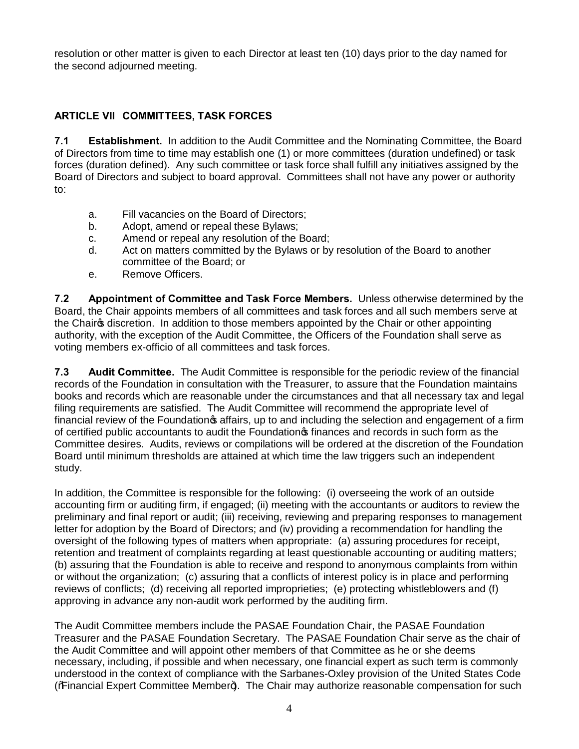resolution or other matter is given to each Director at least ten (10) days prior to the day named for the second adjourned meeting.

## ARTICLE VII COMMITTEES, TASK FORCES

**7.1 Establishment.** In addition to the Audit Committee and the Nominating Committee, the Board of Directors from time to time may establish one (1) or more committees (duration undefined) or task forces (duration defined). Any such committee or task force shall fulfill any initiatives assigned by the Board of Directors and subject to board approval. Committees shall not have any power or authority to:

a. Fill vacancies on the Board of Directors;
b. Adopt, amend or repeal these Bylaws;
c. Amend or repeal any resolution of the Board;
d. Act on matters committed by the Bylaws or by resolution of the Board to another committee of the Board; or
e. Remove Officers.

**7.2 Appointment of Committee and Task Force Members.** Unless otherwise determined by the Board, the Chair appoints members of all committees and task forces and all such members serve at the Chair's discretion. In addition to those members appointed by the Chair or other appointing authority, with the exception of the Audit Committee, the Officers of the Foundation shall serve as voting members ex-officio of all committees and task forces.

**7.3 Audit Committee.** The Audit Committee is responsible for the periodic review of the financial records of the Foundation in consultation with the Treasurer, to assure that the Foundation maintains books and records which are reasonable under the circumstances and that all necessary tax and legal filing requirements are satisfied. The Audit Committee will recommend the appropriate level of financial review of the Foundation's affairs, up to and including the selection and engagement of a firm of certified public accountants to audit the Foundation's finances and records in such form as the Committee desires. Audits, reviews or compilations will be ordered at the discretion of the Foundation Board until minimum thresholds are attained at which time the law triggers such an independent study.

In addition, the Committee is responsible for the following: (i) overseeing the work of an outside accounting firm or auditing firm, if engaged; (ii) meeting with the accountants or auditors to review the preliminary and final report or audit; (iii) receiving, reviewing and preparing responses to management letter for adoption by the Board of Directors; and (iv) providing a recommendation for handling the oversight of the following types of matters when appropriate: (a) assuring procedures for receipt, retention and treatment of complaints regarding at least questionable accounting or auditing matters; (b) assuring that the Foundation is able to receive and respond to anonymous complaints from within or without the organization; (c) assuring that a conflicts of interest policy is in place and performing reviews of conflicts; (d) receiving all reported improprieties; (e) protecting whistleblowers and (f) approving in advance any non-audit work performed by the auditing firm.

The Audit Committee members include the PASAE Foundation Chair, the PASAE Foundation Treasurer and the PASAE Foundation Secretary. The PASAE Foundation Chair serve as the chair of the Audit Committee and will appoint other members of that Committee as he or she deems necessary, including, if possible and when necessary, one financial expert as such term is commonly understood in the context of compliance with the Sarbanes-Oxley provision of the United States Code ("Financial Expert Committee Member"). The Chair may authorize reasonable compensation for such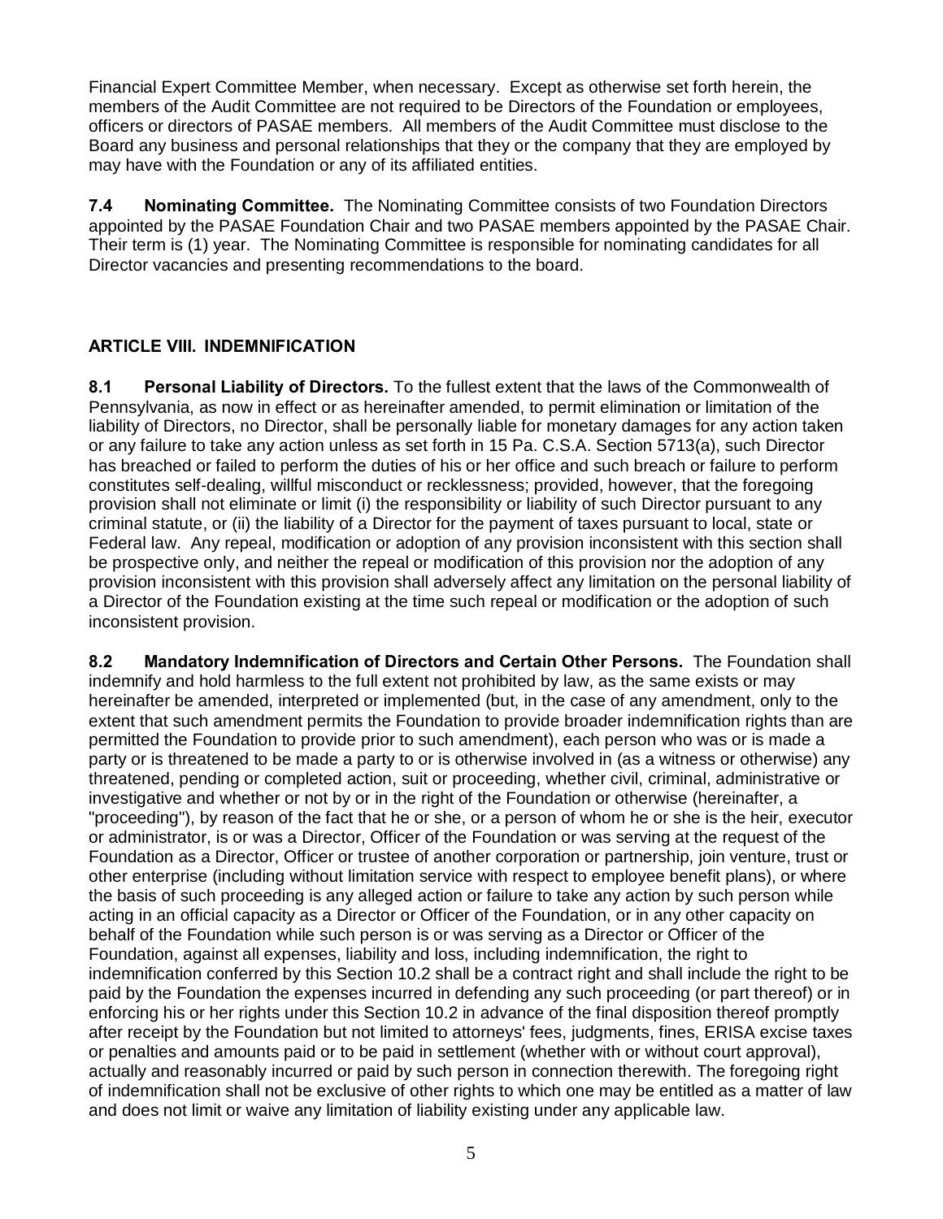Financial Expert Committee Member, when necessary. Except as otherwise set forth herein, the members of the Audit Committee are not required to be Directors of the Foundation or employees, officers or directors of PASAE members. All members of the Audit Committee must disclose to the Board any business and personal relationships that they or the company that they are employed by may have with the Foundation or any of its affiliated entities.

**7.4 Nominating Committee.** The Nominating Committee consists of two Foundation Directors appointed by the PASAE Foundation Chair and two PASAE members appointed by the PASAE Chair. Their term is (1) year. The Nominating Committee is responsible for nominating candidates for all Director vacancies and presenting recommendations to the board.

## ARTICLE VIII. INDEMNIFICATION

**8.1 Personal Liability of Directors.** To the fullest extent that the laws of the Commonwealth of Pennsylvania, as now in effect or as hereinafter amended, to permit elimination or limitation of the liability of Directors, no Director, shall be personally liable for monetary damages for any action taken or any failure to take any action unless as set forth in 15 Pa. C.S.A. Section 5713(a), such Director has breached or failed to perform the duties of his or her office and such breach or failure to perform constitutes self-dealing, willful misconduct or recklessness; provided, however, that the foregoing provision shall not eliminate or limit (i) the responsibility or liability of such Director pursuant to any criminal statute, or (ii) the liability of a Director for the payment of taxes pursuant to local, state or Federal law. Any repeal, modification or adoption of any provision inconsistent with this section shall be prospective only, and neither the repeal or modification of this provision nor the adoption of any provision inconsistent with this provision shall adversely affect any limitation on the personal liability of a Director of the Foundation existing at the time such repeal or modification or the adoption of such inconsistent provision.

**8.2 Mandatory Indemnification of Directors and Certain Other Persons.** The Foundation shall indemnify and hold harmless to the full extent not prohibited by law, as the same exists or may hereinafter be amended, interpreted or implemented (but, in the case of any amendment, only to the extent that such amendment permits the Foundation to provide broader indemnification rights than are permitted the Foundation to provide prior to such amendment), each person who was or is made a party or is threatened to be made a party to or is otherwise involved in (as a witness or otherwise) any threatened, pending or completed action, suit or proceeding, whether civil, criminal, administrative or investigative and whether or not by or in the right of the Foundation or otherwise (hereinafter, a "proceeding"), by reason of the fact that he or she, or a person of whom he or she is the heir, executor or administrator, is or was a Director, Officer of the Foundation or was serving at the request of the Foundation as a Director, Officer or trustee of another corporation or partnership, join venture, trust or other enterprise (including without limitation service with respect to employee benefit plans), or where the basis of such proceeding is any alleged action or failure to take any action by such person while acting in an official capacity as a Director or Officer of the Foundation, or in any other capacity on behalf of the Foundation while such person is or was serving as a Director or Officer of the Foundation, against all expenses, liability and loss, including indemnification, the right to indemnification conferred by this Section 10.2 shall be a contract right and shall include the right to be paid by the Foundation the expenses incurred in defending any such proceeding (or part thereof) or in enforcing his or her rights under this Section 10.2 in advance of the final disposition thereof promptly after receipt by the Foundation but not limited to attorneys' fees, judgments, fines, ERISA excise taxes or penalties and amounts paid or to be paid in settlement (whether with or without court approval), actually and reasonably incurred or paid by such person in connection therewith. The foregoing right of indemnification shall not be exclusive of other rights to which one may be entitled as a matter of law and does not limit or waive any limitation of liability existing under any applicable law.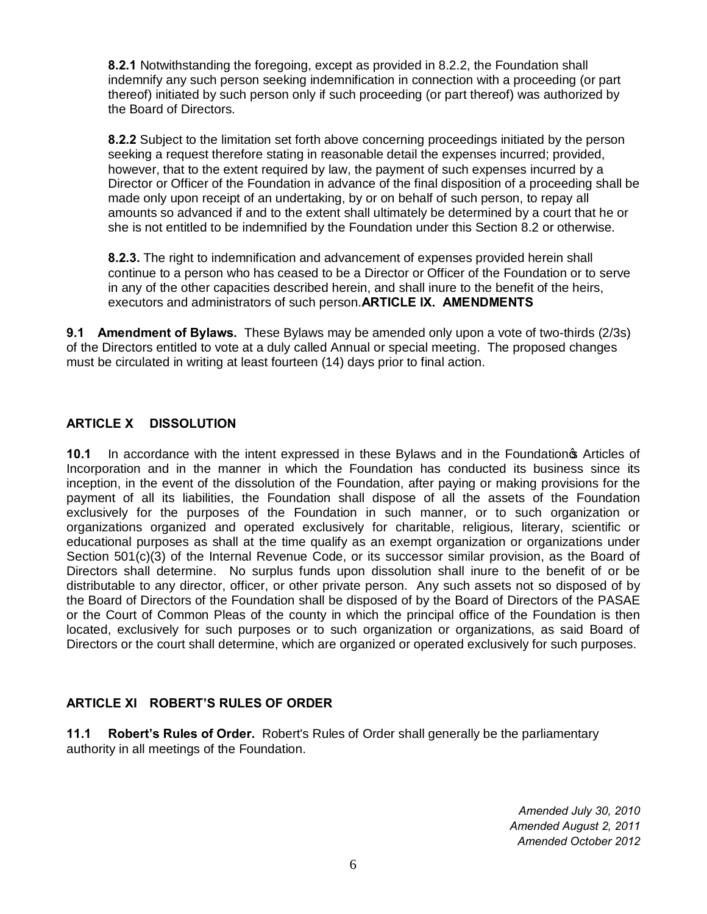**8.2.1** Notwithstanding the foregoing, except as provided in 8.2.2, the Foundation shall indemnify any such person seeking indemnification in connection with a proceeding (or part thereof) initiated by such person only if such proceeding (or part thereof) was authorized by the Board of Directors.

**8.2.2** Subject to the limitation set forth above concerning proceedings initiated by the person seeking a request therefore stating in reasonable detail the expenses incurred; provided, however, that to the extent required by law, the payment of such expenses incurred by a Director or Officer of the Foundation in advance of the final disposition of a proceeding shall be made only upon receipt of an undertaking, by or on behalf of such person, to repay all amounts so advanced if and to the extent shall ultimately be determined by a court that he or she is not entitled to be indemnified by the Foundation under this Section 8.2 or otherwise.

**8.2.3.** The right to indemnification and advancement of expenses provided herein shall continue to a person who has ceased to be a Director or Officer of the Foundation or to serve in any of the other capacities described herein, and shall inure to the benefit of the heirs, executors and administrators of such person.

## ARTICLE IX. AMENDMENTS

**9.1 Amendment of Bylaws.** These Bylaws may be amended only upon a vote of two-thirds (2/3s) of the Directors entitled to vote at a duly called Annual or special meeting. The proposed changes must be circulated in writing at least fourteen (14) days prior to final action.

## ARTICLE X DISSOLUTION

**10.1** In accordance with the intent expressed in these Bylaws and in the Foundation's Articles of Incorporation and in the manner in which the Foundation has conducted its business since its inception, in the event of the dissolution of the Foundation, after paying or making provisions for the payment of all its liabilities, the Foundation shall dispose of all the assets of the Foundation exclusively for the purposes of the Foundation in such manner, or to such organization or organizations organized and operated exclusively for charitable, religious, literary, scientific or educational purposes as shall at the time qualify as an exempt organization or organizations under Section 501(c)(3) of the Internal Revenue Code, or its successor similar provision, as the Board of Directors shall determine. No surplus funds upon dissolution shall inure to the benefit of or be distributable to any director, officer, or other private person. Any such assets not so disposed of by the Board of Directors of the Foundation shall be disposed of by the Board of Directors of the PASAE or the Court of Common Pleas of the county in which the principal office of the Foundation is then located, exclusively for such purposes or to such organization or organizations, as said Board of Directors or the court shall determine, which are organized or operated exclusively for such purposes.

## ARTICLE XI ROBERT'S RULES OF ORDER

**11.1 Robert's Rules of Order.** Robert's Rules of Order shall generally be the parliamentary authority in all meetings of the Foundation.

*Amended July 30, 2010*
*Amended August 2, 2011*
*Amended October 2012*